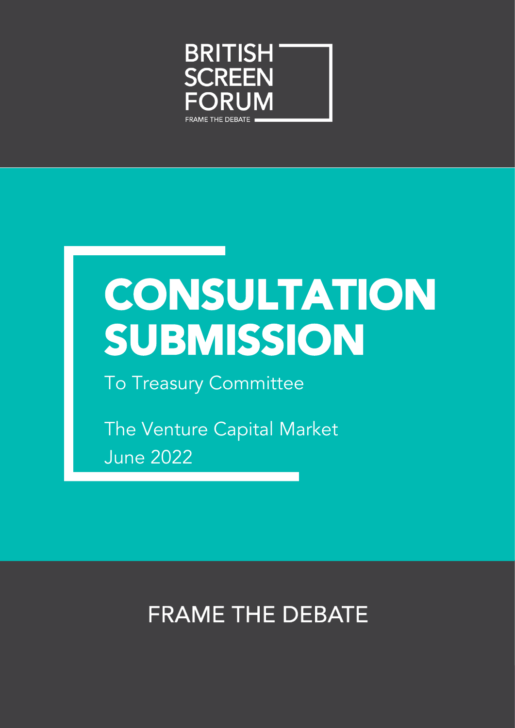BRITISH SCREEN FORUM

FRAME THE DEBATE

# CONSULTATION SUBMISSION

To Treasury Committee

The Venture Capital Market

June 2022

FRAME THE DEBATE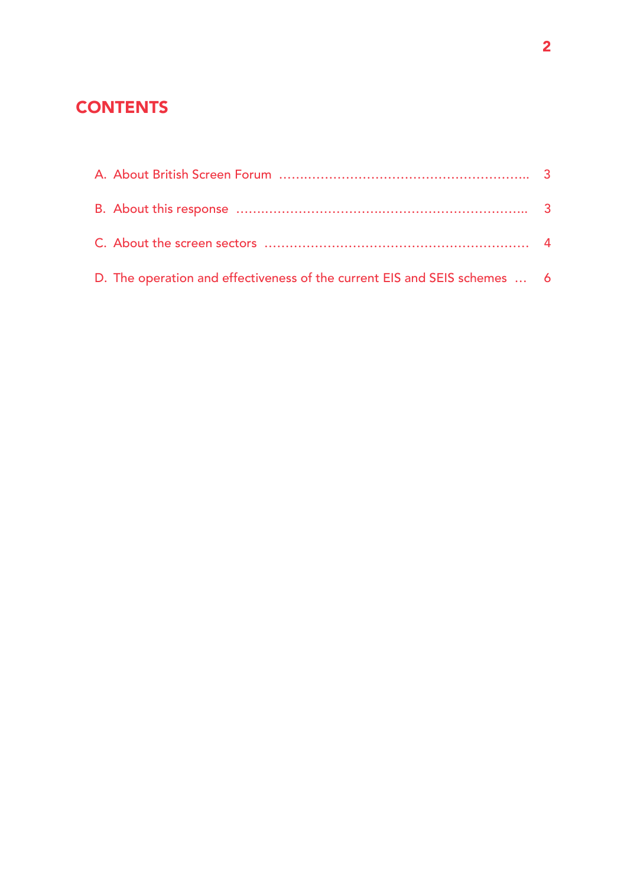## CONTENTS

A. About British Screen Forum ........................................................ 3

B. About this response ................................................................. 3

C. About the screen sectors ........................................................... 4

D. The operation and effectiveness of the current EIS and SEIS schemes ... 6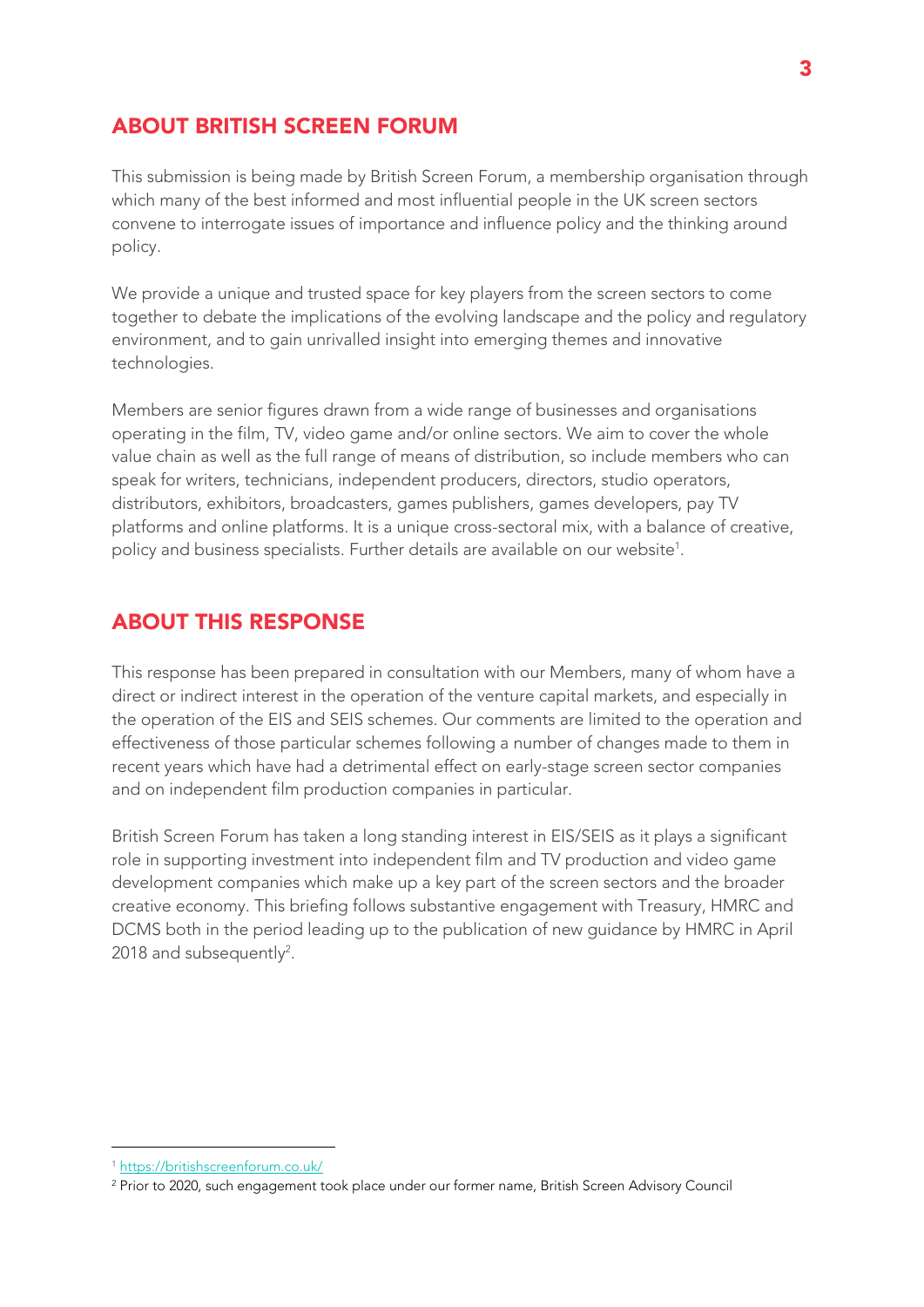## ABOUT BRITISH SCREEN FORUM

This submission is being made by British Screen Forum, a membership organisation through which many of the best informed and most influential people in the UK screen sectors convene to interrogate issues of importance and influence policy and the thinking around policy.

We provide a unique and trusted space for key players from the screen sectors to come together to debate the implications of the evolving landscape and the policy and regulatory environment, and to gain unrivalled insight into emerging themes and innovative technologies.

Members are senior figures drawn from a wide range of businesses and organisations operating in the film, TV, video game and/or online sectors. We aim to cover the whole value chain as well as the full range of means of distribution, so include members who can speak for writers, technicians, independent producers, directors, studio operators, distributors, exhibitors, broadcasters, games publishers, games developers, pay TV platforms and online platforms. It is a unique cross-sectoral mix, with a balance of creative, policy and business specialists. Further details are available on our website[1].

## ABOUT THIS RESPONSE

This response has been prepared in consultation with our Members, many of whom have a direct or indirect interest in the operation of the venture capital markets, and especially in the operation of the EIS and SEIS schemes. Our comments are limited to the operation and effectiveness of those particular schemes following a number of changes made to them in recent years which have had a detrimental effect on early-stage screen sector companies and on independent film production companies in particular.

British Screen Forum has taken a long standing interest in EIS/SEIS as it plays a significant role in supporting investment into independent film and TV production and video game development companies which make up a key part of the screen sectors and the broader creative economy. This briefing follows substantive engagement with Treasury, HMRC and DCMS both in the period leading up to the publication of new guidance by HMRC in April 2018 and subsequently[2].

---

[1] https://britishscreenforum.co.uk/

[2] Prior to 2020, such engagement took place under our former name, British Screen Advisory Council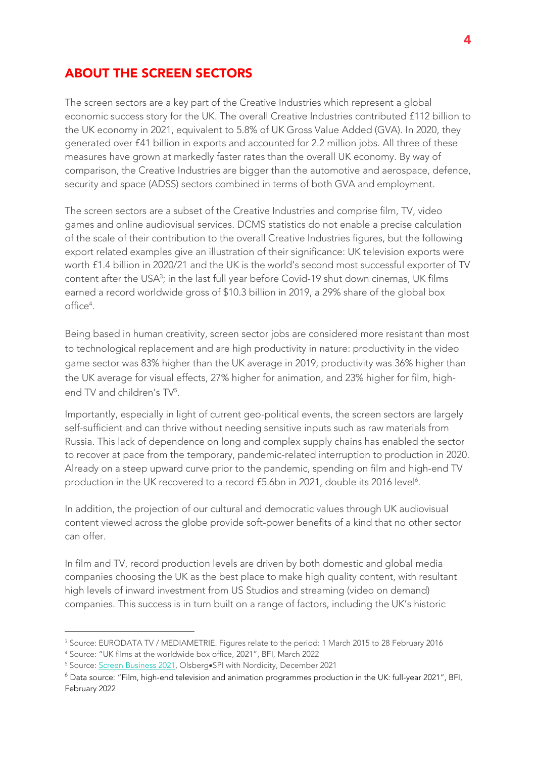## ABOUT THE SCREEN SECTORS

The screen sectors are a key part of the Creative Industries which represent a global economic success story for the UK. The overall Creative Industries contributed £112 billion to the UK economy in 2021, equivalent to 5.8% of UK Gross Value Added (GVA). In 2020, they generated over £41 billion in exports and accounted for 2.2 million jobs. All three of these measures have grown at markedly faster rates than the overall UK economy. By way of comparison, the Creative Industries are bigger than the automotive and aerospace, defence, security and space (ADSS) sectors combined in terms of both GVA and employment.

The screen sectors are a subset of the Creative Industries and comprise film, TV, video games and online audiovisual services. DCMS statistics do not enable a precise calculation of the scale of their contribution to the overall Creative Industries figures, but the following export related examples give an illustration of their significance: UK television exports were worth £1.4 billion in 2020/21 and the UK is the world's second most successful exporter of TV content after the USA[3]; in the last full year before Covid-19 shut down cinemas, UK films earned a record worldwide gross of $10.3 billion in 2019, a 29% share of the global box office[4].

Being based in human creativity, screen sector jobs are considered more resistant than most to technological replacement and are high productivity in nature: productivity in the video game sector was 83% higher than the UK average in 2019, productivity was 36% higher than the UK average for visual effects, 27% higher for animation, and 23% higher for film, high-end TV and children's TV[5].

Importantly, especially in light of current geo-political events, the screen sectors are largely self-sufficient and can thrive without needing sensitive inputs such as raw materials from Russia. This lack of dependence on long and complex supply chains has enabled the sector to recover at pace from the temporary, pandemic-related interruption to production in 2020. Already on a steep upward curve prior to the pandemic, spending on film and high-end TV production in the UK recovered to a record £5.6bn in 2021, double its 2016 level[6].

In addition, the projection of our cultural and democratic values through UK audiovisual content viewed across the globe provide soft-power benefits of a kind that no other sector can offer.

In film and TV, record production levels are driven by both domestic and global media companies choosing the UK as the best place to make high quality content, with resultant high levels of inward investment from US Studios and streaming (video on demand) companies. This success is in turn built on a range of factors, including the UK's historic

---

[3] Source: EURODATA TV / MEDIAMETRIE. Figures relate to the period: 1 March 2015 to 28 February 2016

[4] Source: "UK films at the worldwide box office, 2021", BFI, March 2022

[5] Source: Screen Business 2021, Olsberg•SPI with Nordicity, December 2021

[6] Data source: "Film, high-end television and animation programmes production in the UK: full-year 2021", BFI, February 2022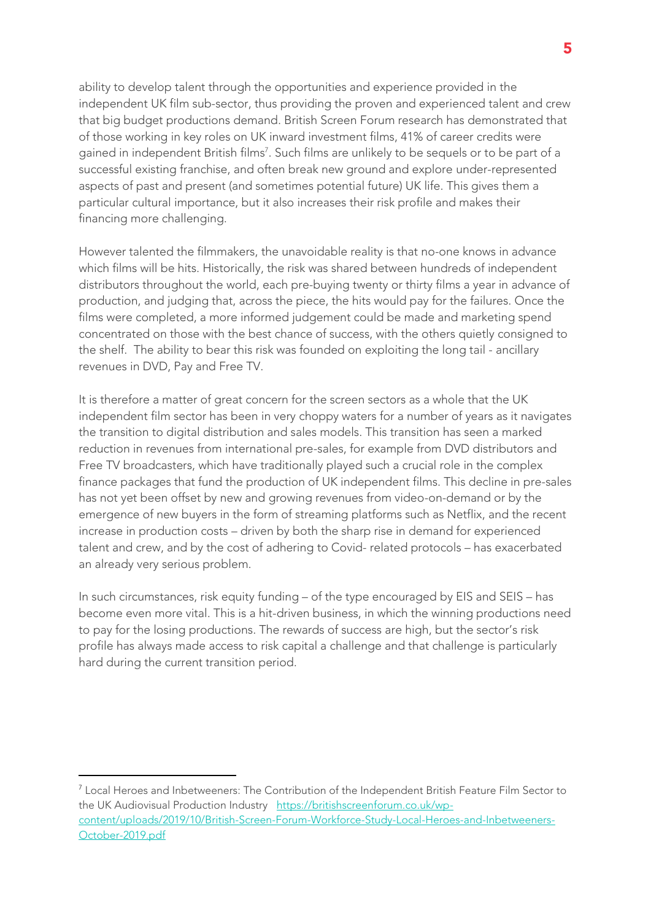ability to develop talent through the opportunities and experience provided in the independent UK film sub-sector, thus providing the proven and experienced talent and crew that big budget productions demand. British Screen Forum research has demonstrated that of those working in key roles on UK inward investment films, 41% of career credits were gained in independent British films[7]. Such films are unlikely to be sequels or to be part of a successful existing franchise, and often break new ground and explore under-represented aspects of past and present (and sometimes potential future) UK life. This gives them a particular cultural importance, but it also increases their risk profile and makes their financing more challenging.

However talented the filmmakers, the unavoidable reality is that no-one knows in advance which films will be hits. Historically, the risk was shared between hundreds of independent distributors throughout the world, each pre-buying twenty or thirty films a year in advance of production, and judging that, across the piece, the hits would pay for the failures. Once the films were completed, a more informed judgement could be made and marketing spend concentrated on those with the best chance of success, with the others quietly consigned to the shelf. The ability to bear this risk was founded on exploiting the long tail - ancillary revenues in DVD, Pay and Free TV.

It is therefore a matter of great concern for the screen sectors as a whole that the UK independent film sector has been in very choppy waters for a number of years as it navigates the transition to digital distribution and sales models. This transition has seen a marked reduction in revenues from international pre-sales, for example from DVD distributors and Free TV broadcasters, which have traditionally played such a crucial role in the complex finance packages that fund the production of UK independent films. This decline in pre-sales has not yet been offset by new and growing revenues from video-on-demand or by the emergence of new buyers in the form of streaming platforms such as Netflix, and the recent increase in production costs – driven by both the sharp rise in demand for experienced talent and crew, and by the cost of adhering to Covid- related protocols – has exacerbated an already very serious problem.

In such circumstances, risk equity funding – of the type encouraged by EIS and SEIS – has become even more vital. This is a hit-driven business, in which the winning productions need to pay for the losing productions. The rewards of success are high, but the sector's risk profile has always made access to risk capital a challenge and that challenge is particularly hard during the current transition period.

---

[7] Local Heroes and Inbetweeners: The Contribution of the Independent British Feature Film Sector to the UK Audiovisual Production Industry https://britishscreenforum.co.uk/wp-content/uploads/2019/10/British-Screen-Forum-Workforce-Study-Local-Heroes-and-Inbetweeners-October-2019.pdf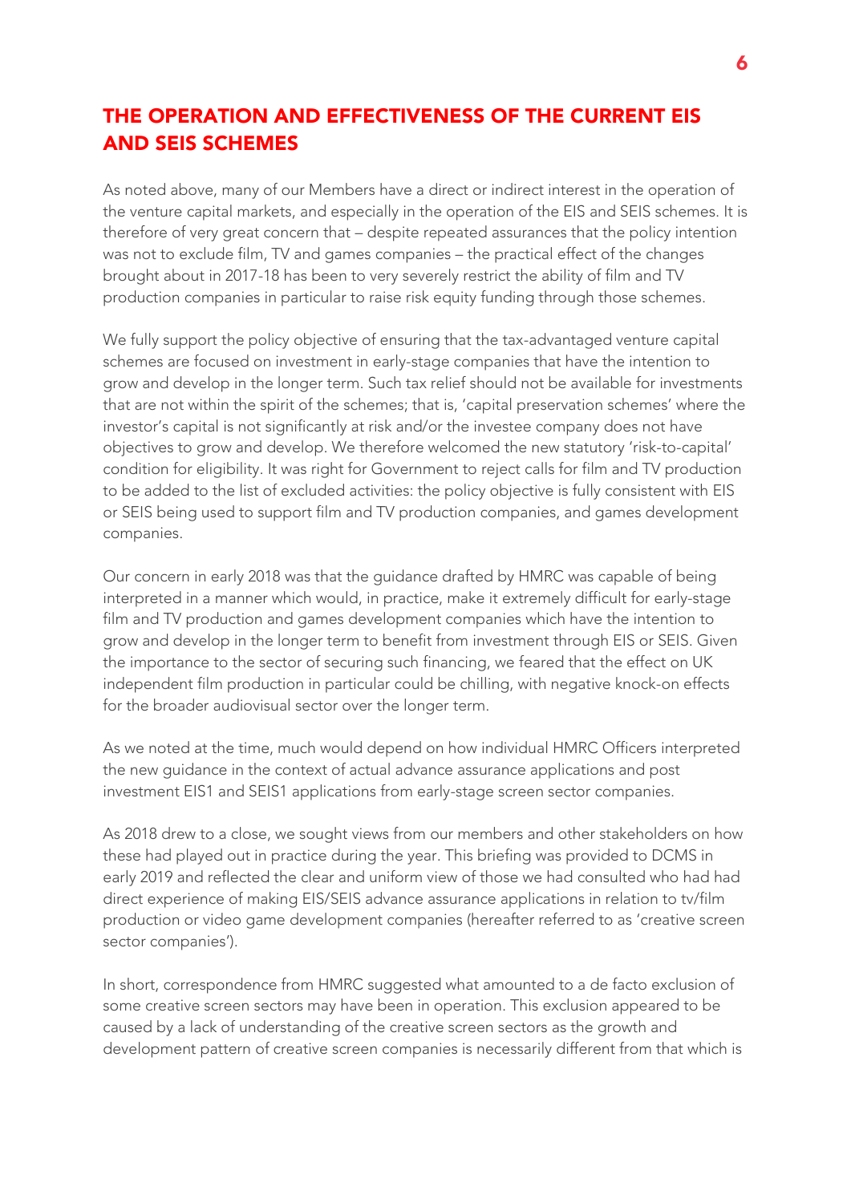## THE OPERATION AND EFFECTIVENESS OF THE CURRENT EIS AND SEIS SCHEMES

As noted above, many of our Members have a direct or indirect interest in the operation of the venture capital markets, and especially in the operation of the EIS and SEIS schemes. It is therefore of very great concern that – despite repeated assurances that the policy intention was not to exclude film, TV and games companies – the practical effect of the changes brought about in 2017-18 has been to very severely restrict the ability of film and TV production companies in particular to raise risk equity funding through those schemes.

We fully support the policy objective of ensuring that the tax-advantaged venture capital schemes are focused on investment in early-stage companies that have the intention to grow and develop in the longer term. Such tax relief should not be available for investments that are not within the spirit of the schemes; that is, 'capital preservation schemes' where the investor's capital is not significantly at risk and/or the investee company does not have objectives to grow and develop. We therefore welcomed the new statutory 'risk-to-capital' condition for eligibility. It was right for Government to reject calls for film and TV production to be added to the list of excluded activities: the policy objective is fully consistent with EIS or SEIS being used to support film and TV production companies, and games development companies.

Our concern in early 2018 was that the guidance drafted by HMRC was capable of being interpreted in a manner which would, in practice, make it extremely difficult for early-stage film and TV production and games development companies which have the intention to grow and develop in the longer term to benefit from investment through EIS or SEIS. Given the importance to the sector of securing such financing, we feared that the effect on UK independent film production in particular could be chilling, with negative knock-on effects for the broader audiovisual sector over the longer term.

As we noted at the time, much would depend on how individual HMRC Officers interpreted the new guidance in the context of actual advance assurance applications and post investment EIS1 and SEIS1 applications from early-stage screen sector companies.

As 2018 drew to a close, we sought views from our members and other stakeholders on how these had played out in practice during the year. This briefing was provided to DCMS in early 2019 and reflected the clear and uniform view of those we had consulted who had had direct experience of making EIS/SEIS advance assurance applications in relation to tv/film production or video game development companies (hereafter referred to as 'creative screen sector companies').

In short, correspondence from HMRC suggested what amounted to a de facto exclusion of some creative screen sectors may have been in operation. This exclusion appeared to be caused by a lack of understanding of the creative screen sectors as the growth and development pattern of creative screen companies is necessarily different from that which is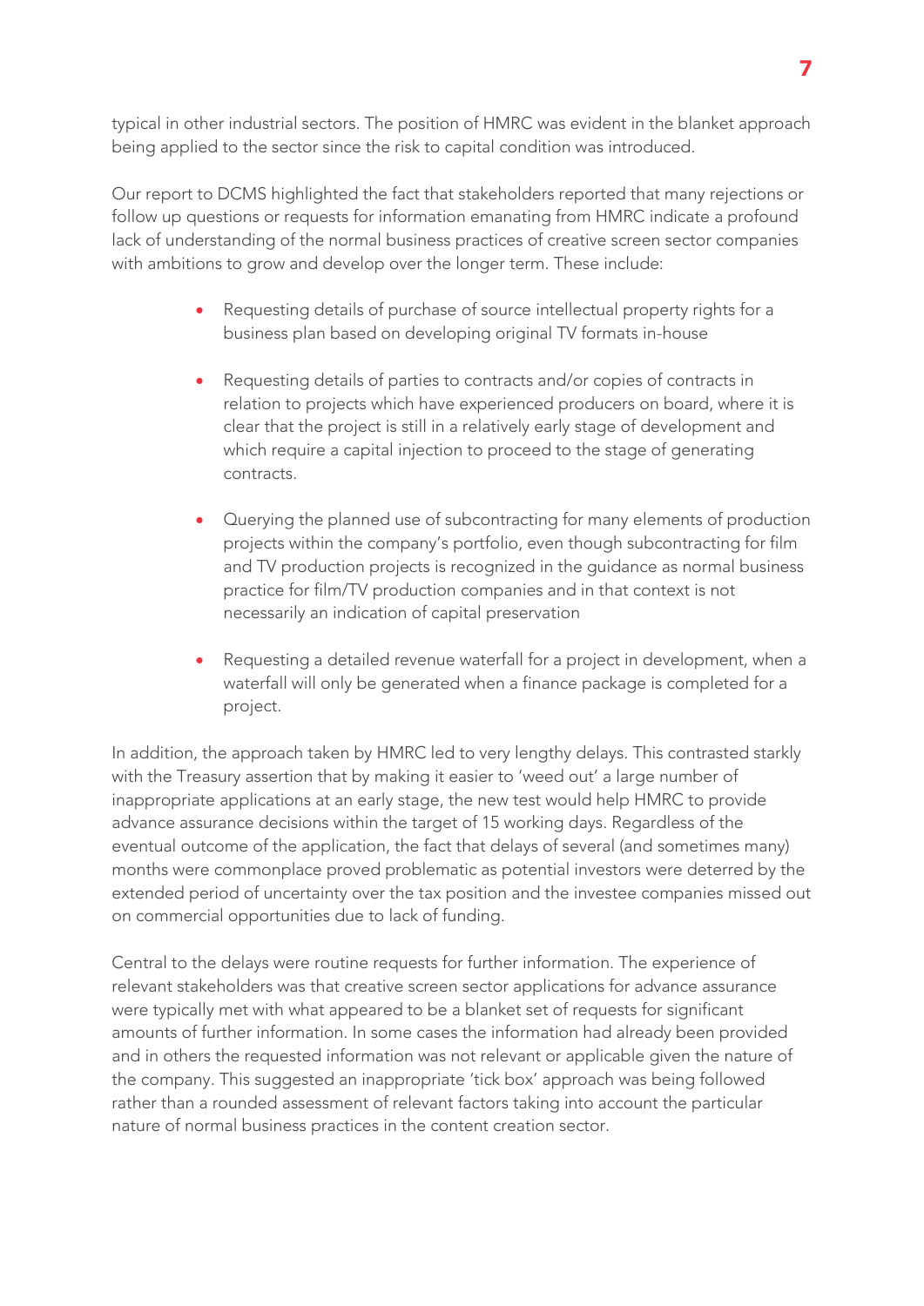typical in other industrial sectors. The position of HMRC was evident in the blanket approach being applied to the sector since the risk to capital condition was introduced.

Our report to DCMS highlighted the fact that stakeholders reported that many rejections or follow up questions or requests for information emanating from HMRC indicate a profound lack of understanding of the normal business practices of creative screen sector companies with ambitions to grow and develop over the longer term. These include:

- Requesting details of purchase of source intellectual property rights for a business plan based on developing original TV formats in-house

- Requesting details of parties to contracts and/or copies of contracts in relation to projects which have experienced producers on board, where it is clear that the project is still in a relatively early stage of development and which require a capital injection to proceed to the stage of generating contracts.

- Querying the planned use of subcontracting for many elements of production projects within the company's portfolio, even though subcontracting for film and TV production projects is recognized in the guidance as normal business practice for film/TV production companies and in that context is not necessarily an indication of capital preservation

- Requesting a detailed revenue waterfall for a project in development, when a waterfall will only be generated when a finance package is completed for a project.

In addition, the approach taken by HMRC led to very lengthy delays. This contrasted starkly with the Treasury assertion that by making it easier to 'weed out' a large number of inappropriate applications at an early stage, the new test would help HMRC to provide advance assurance decisions within the target of 15 working days. Regardless of the eventual outcome of the application, the fact that delays of several (and sometimes many) months were commonplace proved problematic as potential investors were deterred by the extended period of uncertainty over the tax position and the investee companies missed out on commercial opportunities due to lack of funding.

Central to the delays were routine requests for further information. The experience of relevant stakeholders was that creative screen sector applications for advance assurance were typically met with what appeared to be a blanket set of requests for significant amounts of further information. In some cases the information had already been provided and in others the requested information was not relevant or applicable given the nature of the company. This suggested an inappropriate 'tick box' approach was being followed rather than a rounded assessment of relevant factors taking into account the particular nature of normal business practices in the content creation sector.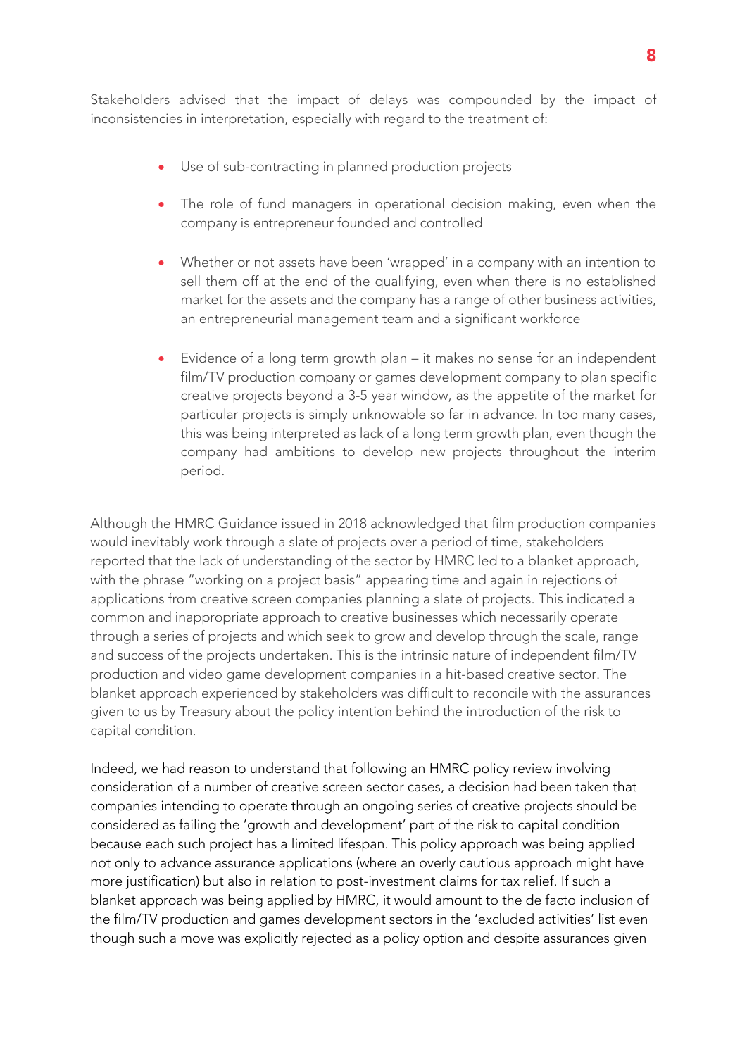Stakeholders advised that the impact of delays was compounded by the impact of inconsistencies in interpretation, especially with regard to the treatment of:

- Use of sub-contracting in planned production projects
- The role of fund managers in operational decision making, even when the company is entrepreneur founded and controlled
- Whether or not assets have been 'wrapped' in a company with an intention to sell them off at the end of the qualifying, even when there is no established market for the assets and the company has a range of other business activities, an entrepreneurial management team and a significant workforce
- Evidence of a long term growth plan – it makes no sense for an independent film/TV production company or games development company to plan specific creative projects beyond a 3-5 year window, as the appetite of the market for particular projects is simply unknowable so far in advance. In too many cases, this was being interpreted as lack of a long term growth plan, even though the company had ambitions to develop new projects throughout the interim period.

Although the HMRC Guidance issued in 2018 acknowledged that film production companies would inevitably work through a slate of projects over a period of time, stakeholders reported that the lack of understanding of the sector by HMRC led to a blanket approach, with the phrase "working on a project basis" appearing time and again in rejections of applications from creative screen companies planning a slate of projects. This indicated a common and inappropriate approach to creative businesses which necessarily operate through a series of projects and which seek to grow and develop through the scale, range and success of the projects undertaken. This is the intrinsic nature of independent film/TV production and video game development companies in a hit-based creative sector. The blanket approach experienced by stakeholders was difficult to reconcile with the assurances given to us by Treasury about the policy intention behind the introduction of the risk to capital condition.

Indeed, we had reason to understand that following an HMRC policy review involving consideration of a number of creative screen sector cases, a decision had been taken that companies intending to operate through an ongoing series of creative projects should be considered as failing the 'growth and development' part of the risk to capital condition because each such project has a limited lifespan. This policy approach was being applied not only to advance assurance applications (where an overly cautious approach might have more justification) but also in relation to post-investment claims for tax relief. If such a blanket approach was being applied by HMRC, it would amount to the de facto inclusion of the film/TV production and games development sectors in the 'excluded activities' list even though such a move was explicitly rejected as a policy option and despite assurances given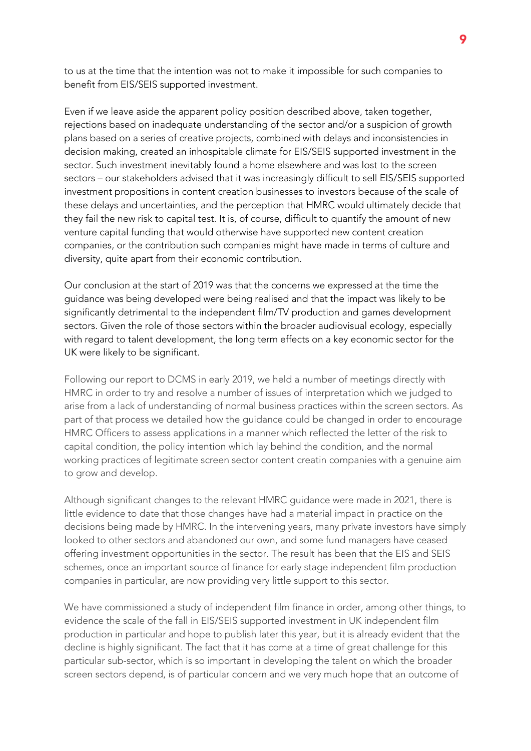to us at the time that the intention was not to make it impossible for such companies to benefit from EIS/SEIS supported investment.

Even if we leave aside the apparent policy position described above, taken together, rejections based on inadequate understanding of the sector and/or a suspicion of growth plans based on a series of creative projects, combined with delays and inconsistencies in decision making, created an inhospitable climate for EIS/SEIS supported investment in the sector. Such investment inevitably found a home elsewhere and was lost to the screen sectors – our stakeholders advised that it was increasingly difficult to sell EIS/SEIS supported investment propositions in content creation businesses to investors because of the scale of these delays and uncertainties, and the perception that HMRC would ultimately decide that they fail the new risk to capital test. It is, of course, difficult to quantify the amount of new venture capital funding that would otherwise have supported new content creation companies, or the contribution such companies might have made in terms of culture and diversity, quite apart from their economic contribution.

Our conclusion at the start of 2019 was that the concerns we expressed at the time the guidance was being developed were being realised and that the impact was likely to be significantly detrimental to the independent film/TV production and games development sectors. Given the role of those sectors within the broader audiovisual ecology, especially with regard to talent development, the long term effects on a key economic sector for the UK were likely to be significant.

Following our report to DCMS in early 2019, we held a number of meetings directly with HMRC in order to try and resolve a number of issues of interpretation which we judged to arise from a lack of understanding of normal business practices within the screen sectors. As part of that process we detailed how the guidance could be changed in order to encourage HMRC Officers to assess applications in a manner which reflected the letter of the risk to capital condition, the policy intention which lay behind the condition, and the normal working practices of legitimate screen sector content creatin companies with a genuine aim to grow and develop.

Although significant changes to the relevant HMRC guidance were made in 2021, there is little evidence to date that those changes have had a material impact in practice on the decisions being made by HMRC. In the intervening years, many private investors have simply looked to other sectors and abandoned our own, and some fund managers have ceased offering investment opportunities in the sector. The result has been that the EIS and SEIS schemes, once an important source of finance for early stage independent film production companies in particular, are now providing very little support to this sector.

We have commissioned a study of independent film finance in order, among other things, to evidence the scale of the fall in EIS/SEIS supported investment in UK independent film production in particular and hope to publish later this year, but it is already evident that the decline is highly significant. The fact that it has come at a time of great challenge for this particular sub-sector, which is so important in developing the talent on which the broader screen sectors depend, is of particular concern and we very much hope that an outcome of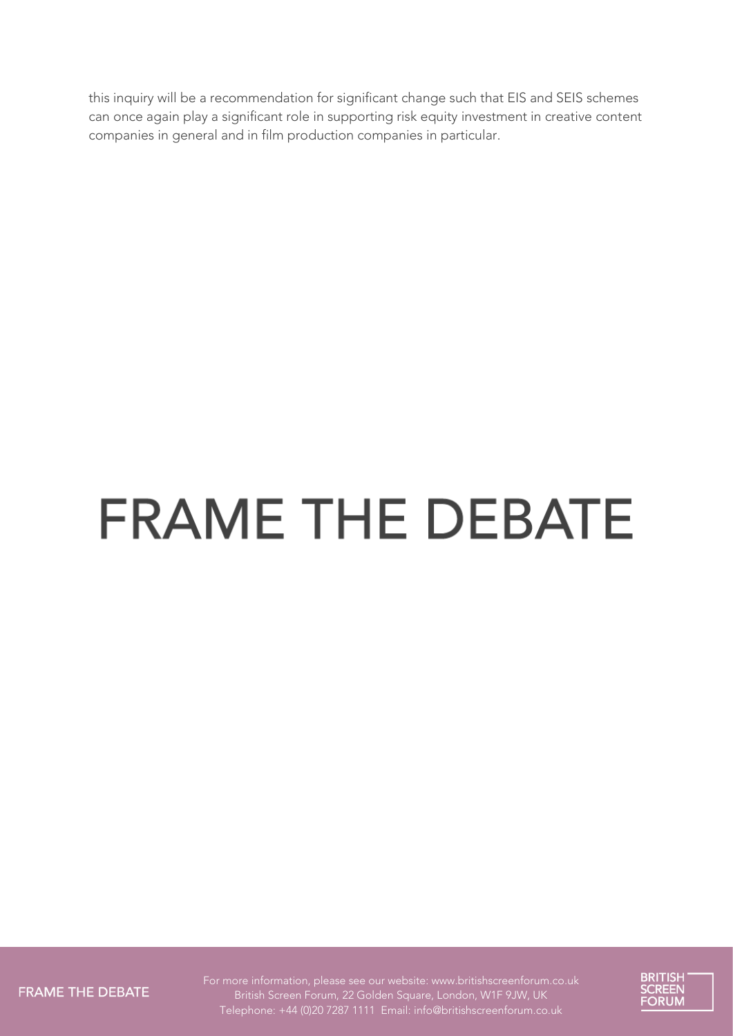this inquiry will be a recommendation for significant change such that EIS and SEIS schemes can once again play a significant role in supporting risk equity investment in creative content companies in general and in film production companies in particular.

# FRAME THE DEBATE